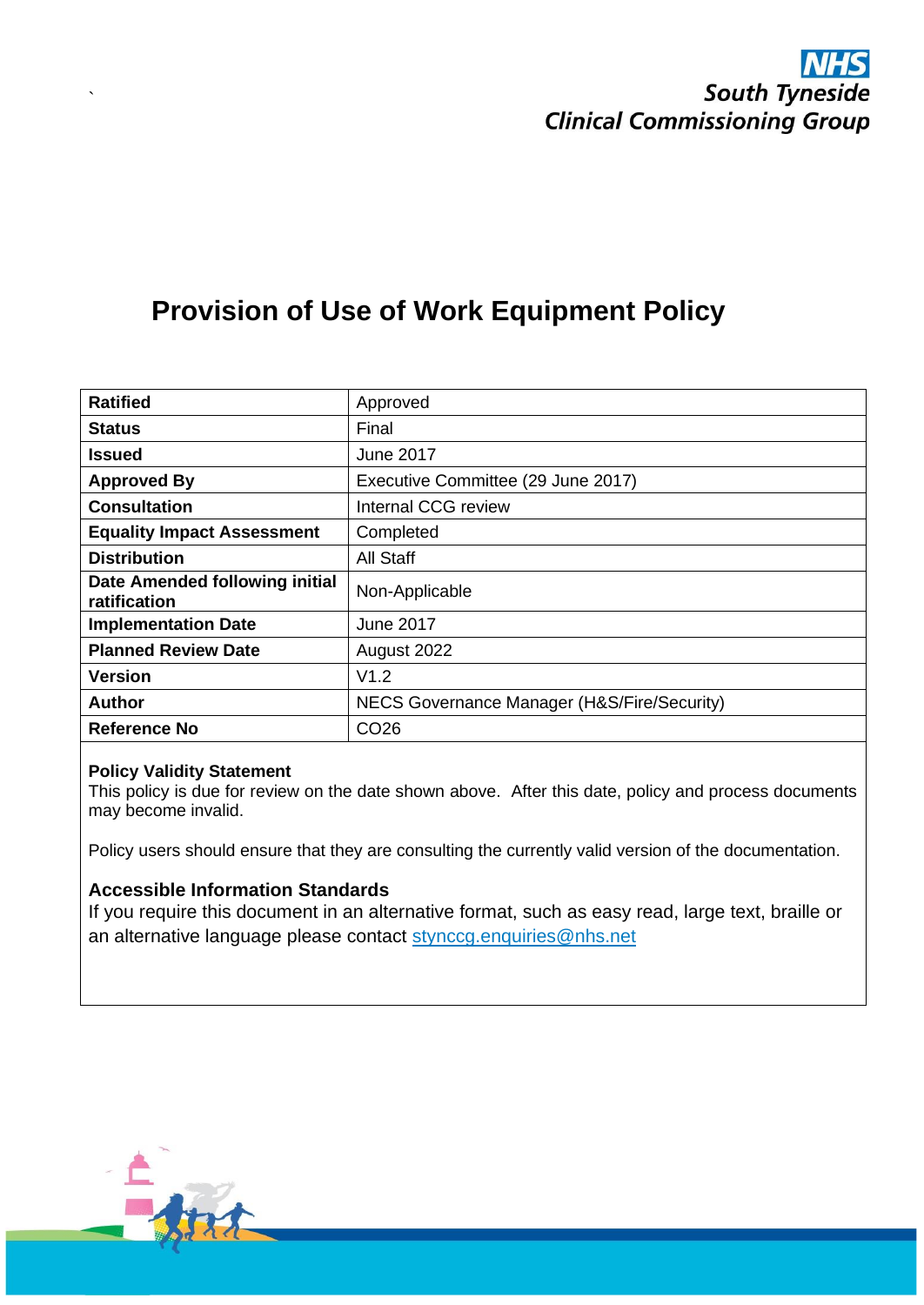NHS
South Tyneside
Clinical Commissioning Group

# Provision of Use of Work Equipment Policy

| Ratified | Approved |
|---|---|
| Status | Final |
| Issued | June 2017 |
| Approved By | Executive Committee (29 June 2017) |
| Consultation | Internal CCG review |
| Equality Impact Assessment | Completed |
| Distribution | All Staff |
| Date Amended following initial ratification | Non-Applicable |
| Implementation Date | June 2017 |
| Planned Review Date | August 2022 |
| Version | V1.2 |
| Author | NECS Governance Manager (H&S/Fire/Security) |
| Reference No | CO26 |

**Policy Validity Statement**
This policy is due for review on the date shown above. After this date, policy and process documents may become invalid.

Policy users should ensure that they are consulting the currently valid version of the documentation.

**Accessible Information Standards**
If you require this document in an alternative format, such as easy read, large text, braille or an alternative language please contact stynccg.enquiries@nhs.net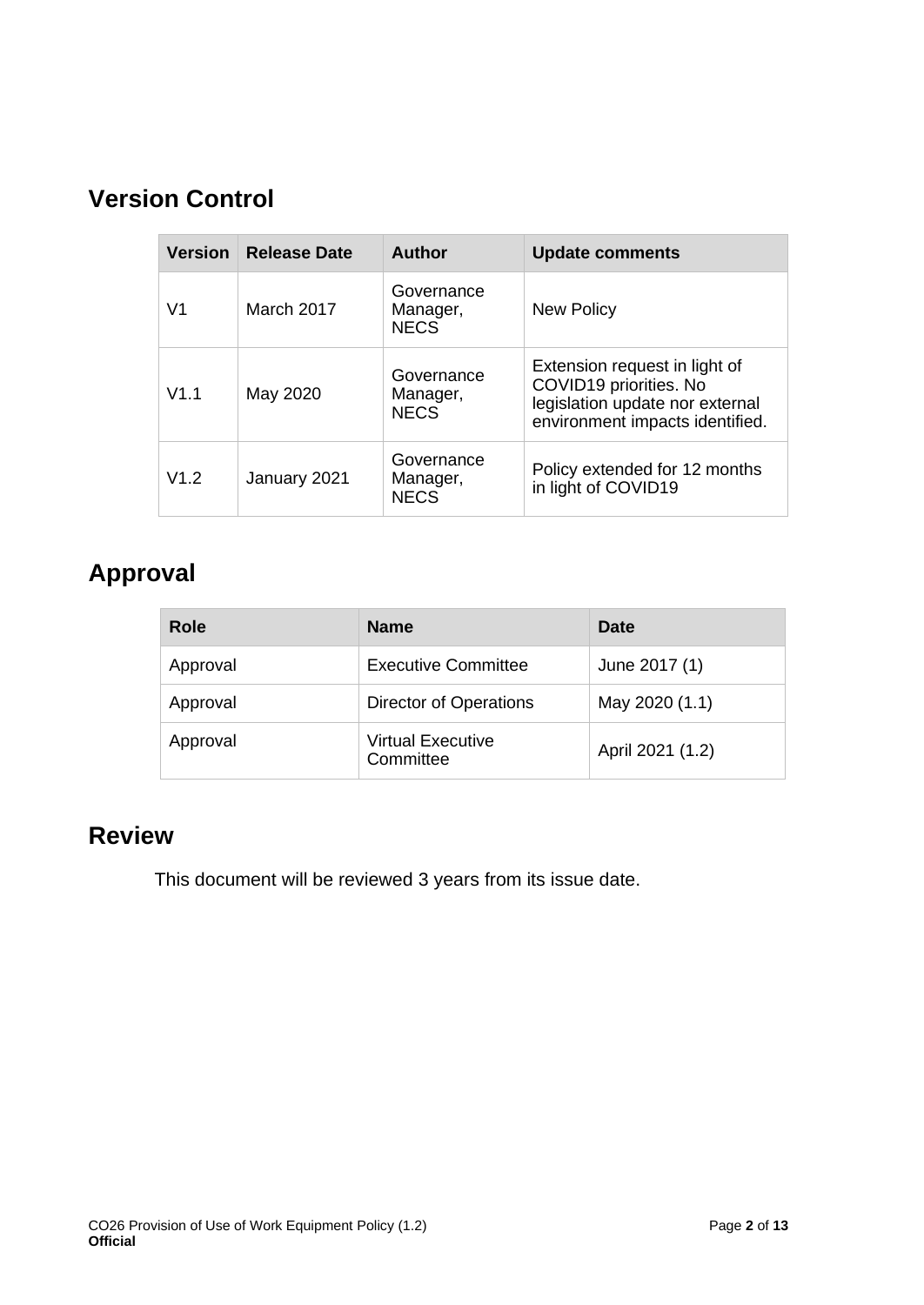## Version Control

| Version | Release Date | Author | Update comments |
|---|---|---|---|
| V1 | March 2017 | Governance Manager, NECS | New Policy |
| V1.1 | May 2020 | Governance Manager, NECS | Extension request in light of COVID19 priorities. No legislation update nor external environment impacts identified. |
| V1.2 | January 2021 | Governance Manager, NECS | Policy extended for 12 months in light of COVID19 |

## Approval

| Role | Name | Date |
|---|---|---|
| Approval | Executive Committee | June 2017 (1) |
| Approval | Director of Operations | May 2020 (1.1) |
| Approval | Virtual Executive Committee | April 2021 (1.2) |

## Review

This document will be reviewed 3 years from its issue date.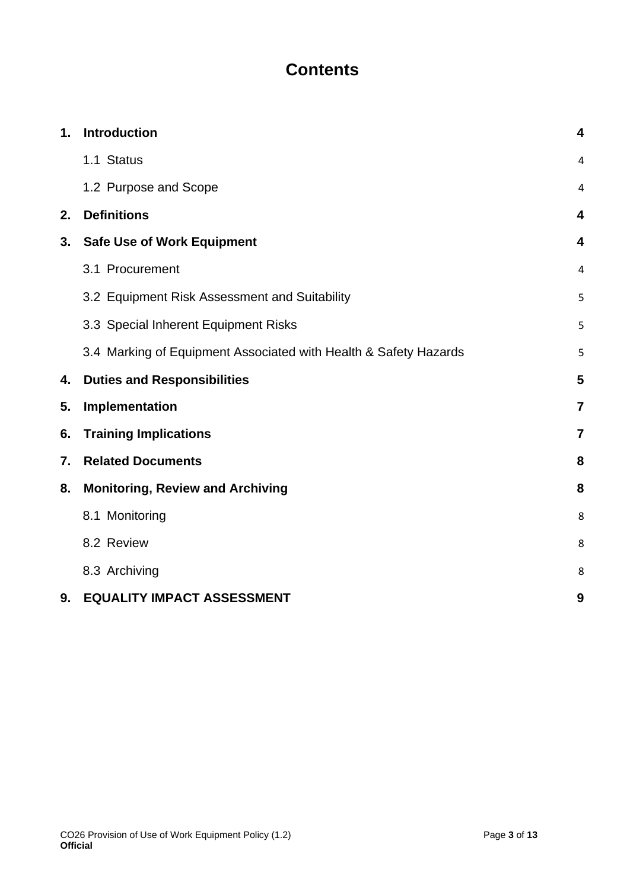# Contents

| | | |
|---|---|---|
| **1.** | **Introduction** | **4** |
| | 1.1 Status | 4 |
| | 1.2 Purpose and Scope | 4 |
| **2.** | **Definitions** | **4** |
| **3.** | **Safe Use of Work Equipment** | **4** |
| | 3.1 Procurement | 4 |
| | 3.2 Equipment Risk Assessment and Suitability | 5 |
| | 3.3 Special Inherent Equipment Risks | 5 |
| | 3.4 Marking of Equipment Associated with Health & Safety Hazards | 5 |
| **4.** | **Duties and Responsibilities** | **5** |
| **5.** | **Implementation** | **7** |
| **6.** | **Training Implications** | **7** |
| **7.** | **Related Documents** | **8** |
| **8.** | **Monitoring, Review and Archiving** | **8** |
| | 8.1 Monitoring | 8 |
| | 8.2 Review | 8 |
| | 8.3 Archiving | 8 |
| **9.** | **EQUALITY IMPACT ASSESSMENT** | **9** |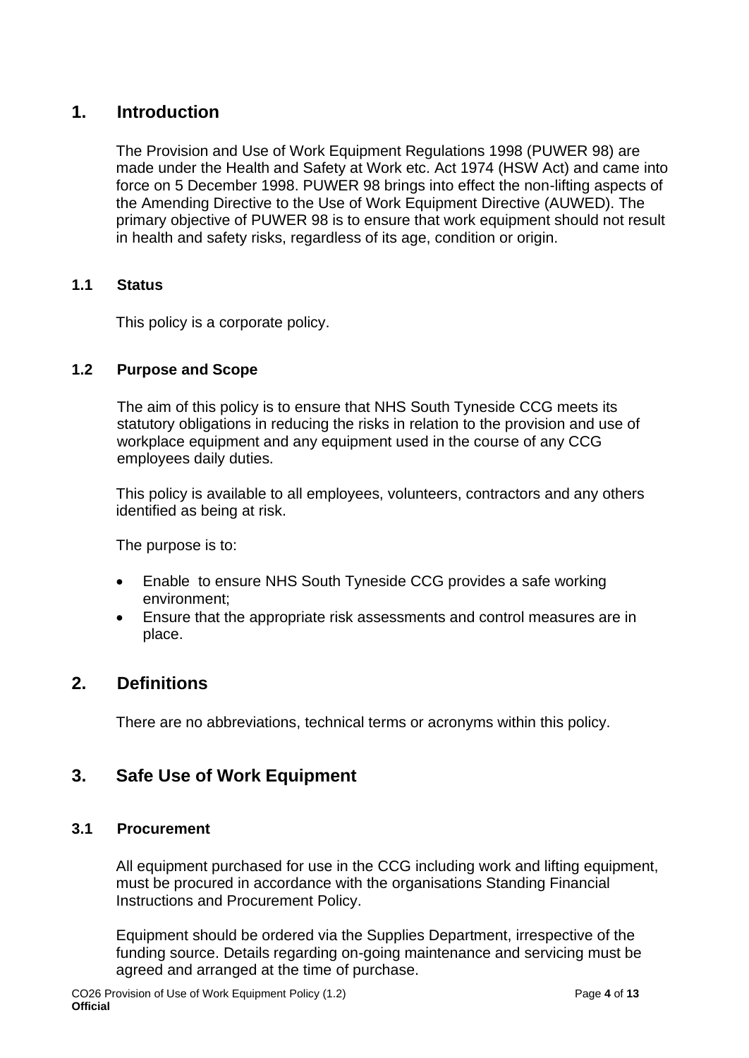## 1. Introduction

The Provision and Use of Work Equipment Regulations 1998 (PUWER 98) are made under the Health and Safety at Work etc. Act 1974 (HSW Act) and came into force on 5 December 1998. PUWER 98 brings into effect the non-lifting aspects of the Amending Directive to the Use of Work Equipment Directive (AUWED). The primary objective of PUWER 98 is to ensure that work equipment should not result in health and safety risks, regardless of its age, condition or origin.

### 1.1 Status

This policy is a corporate policy.

### 1.2 Purpose and Scope

The aim of this policy is to ensure that NHS South Tyneside CCG meets its statutory obligations in reducing the risks in relation to the provision and use of workplace equipment and any equipment used in the course of any CCG employees daily duties.

This policy is available to all employees, volunteers, contractors and any others identified as being at risk.

The purpose is to:

- Enable to ensure NHS South Tyneside CCG provides a safe working environment;
- Ensure that the appropriate risk assessments and control measures are in place.

## 2. Definitions

There are no abbreviations, technical terms or acronyms within this policy.

## 3. Safe Use of Work Equipment

### 3.1 Procurement

All equipment purchased for use in the CCG including work and lifting equipment, must be procured in accordance with the organisations Standing Financial Instructions and Procurement Policy.

Equipment should be ordered via the Supplies Department, irrespective of the funding source. Details regarding on-going maintenance and servicing must be agreed and arranged at the time of purchase.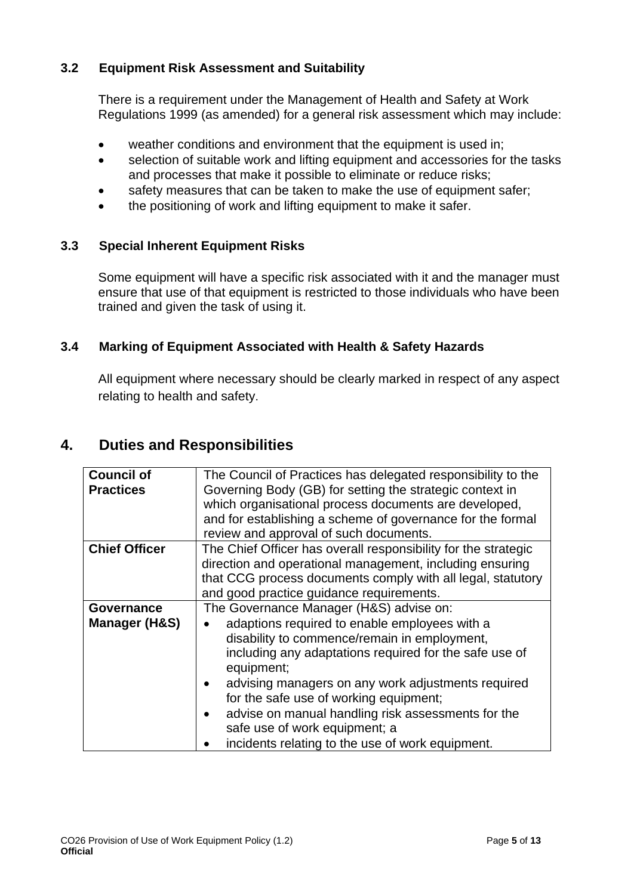### 3.2 Equipment Risk Assessment and Suitability

There is a requirement under the Management of Health and Safety at Work Regulations 1999 (as amended) for a general risk assessment which may include:

- weather conditions and environment that the equipment is used in;
- selection of suitable work and lifting equipment and accessories for the tasks and processes that make it possible to eliminate or reduce risks;
- safety measures that can be taken to make the use of equipment safer;
- the positioning of work and lifting equipment to make it safer.

### 3.3 Special Inherent Equipment Risks

Some equipment will have a specific risk associated with it and the manager must ensure that use of that equipment is restricted to those individuals who have been trained and given the task of using it.

### 3.4 Marking of Equipment Associated with Health & Safety Hazards

All equipment where necessary should be clearly marked in respect of any aspect relating to health and safety.

## 4. Duties and Responsibilities

| | |
|---|---|
| **Council of Practices** | The Council of Practices has delegated responsibility to the Governing Body (GB) for setting the strategic context in which organisational process documents are developed, and for establishing a scheme of governance for the formal review and approval of such documents. |
| **Chief Officer** | The Chief Officer has overall responsibility for the strategic direction and operational management, including ensuring that CCG process documents comply with all legal, statutory and good practice guidance requirements. |
| **Governance Manager (H&S)** | The Governance Manager (H&S) advise on:<br>• adaptions required to enable employees with a disability to commence/remain in employment, including any adaptations required for the safe use of equipment;<br>• advising managers on any work adjustments required for the safe use of working equipment;<br>• advise on manual handling risk assessments for the safe use of work equipment; a<br>• incidents relating to the use of work equipment. |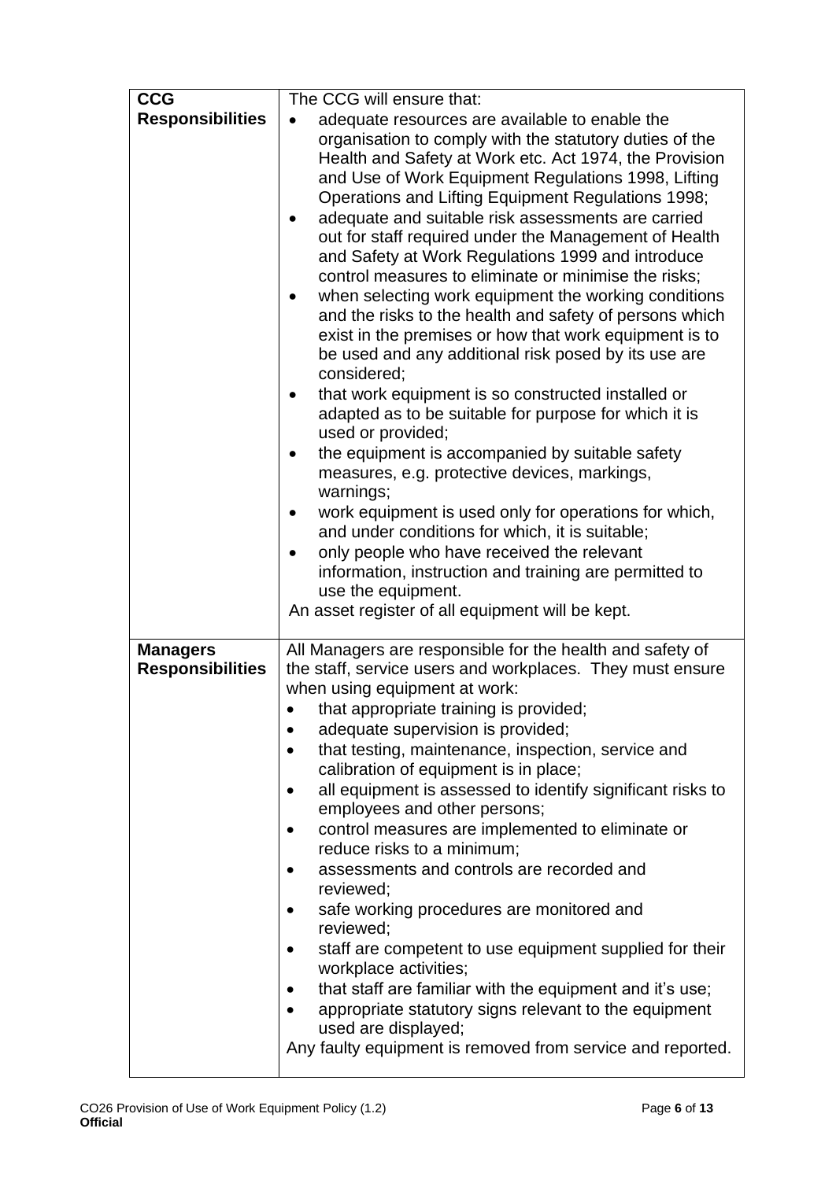| | |
|---|---|
| **CCG Responsibilities** | The CCG will ensure that:<br>• adequate resources are available to enable the organisation to comply with the statutory duties of the Health and Safety at Work etc. Act 1974, the Provision and Use of Work Equipment Regulations 1998, Lifting Operations and Lifting Equipment Regulations 1998;<br>• adequate and suitable risk assessments are carried out for staff required under the Management of Health and Safety at Work Regulations 1999 and introduce control measures to eliminate or minimise the risks;<br>• when selecting work equipment the working conditions and the risks to the health and safety of persons which exist in the premises or how that work equipment is to be used and any additional risk posed by its use are considered;<br>• that work equipment is so constructed installed or adapted as to be suitable for purpose for which it is used or provided;<br>• the equipment is accompanied by suitable safety measures, e.g. protective devices, markings, warnings;<br>• work equipment is used only for operations for which, and under conditions for which, it is suitable;<br>• only people who have received the relevant information, instruction and training are permitted to use the equipment.<br>An asset register of all equipment will be kept. |
| **Managers Responsibilities** | All Managers are responsible for the health and safety of the staff, service users and workplaces. They must ensure when using equipment at work:<br>• that appropriate training is provided;<br>• adequate supervision is provided;<br>• that testing, maintenance, inspection, service and calibration of equipment is in place;<br>• all equipment is assessed to identify significant risks to employees and other persons;<br>• control measures are implemented to eliminate or reduce risks to a minimum;<br>• assessments and controls are recorded and reviewed;<br>• safe working procedures are monitored and reviewed;<br>• staff are competent to use equipment supplied for their workplace activities;<br>• that staff are familiar with the equipment and it's use;<br>• appropriate statutory signs relevant to the equipment used are displayed;<br>Any faulty equipment is removed from service and reported. |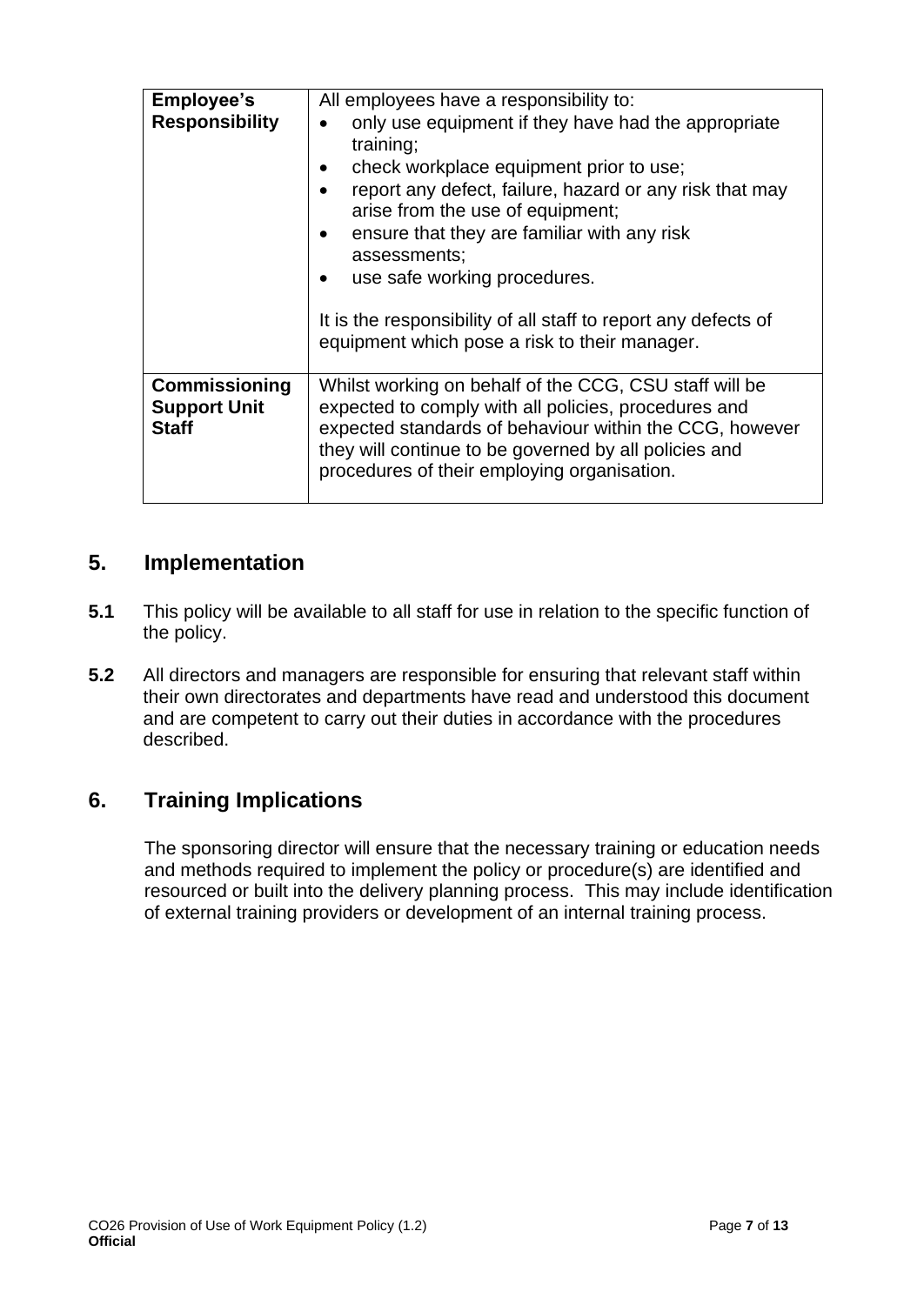| **Employee's Responsibility** | All employees have a responsibility to:<br>• only use equipment if they have had the appropriate training;<br>• check workplace equipment prior to use;<br>• report any defect, failure, hazard or any risk that may arise from the use of equipment;<br>• ensure that they are familiar with any risk assessments;<br>• use safe working procedures.<br><br>It is the responsibility of all staff to report any defects of equipment which pose a risk to their manager. |
|---|---|
| **Commissioning Support Unit Staff** | Whilst working on behalf of the CCG, CSU staff will be expected to comply with all policies, procedures and expected standards of behaviour within the CCG, however they will continue to be governed by all policies and procedures of their employing organisation. |

## 5. Implementation

**5.1** This policy will be available to all staff for use in relation to the specific function of the policy.

**5.2** All directors and managers are responsible for ensuring that relevant staff within their own directorates and departments have read and understood this document and are competent to carry out their duties in accordance with the procedures described.

## 6. Training Implications

The sponsoring director will ensure that the necessary training or education needs and methods required to implement the policy or procedure(s) are identified and resourced or built into the delivery planning process. This may include identification of external training providers or development of an internal training process.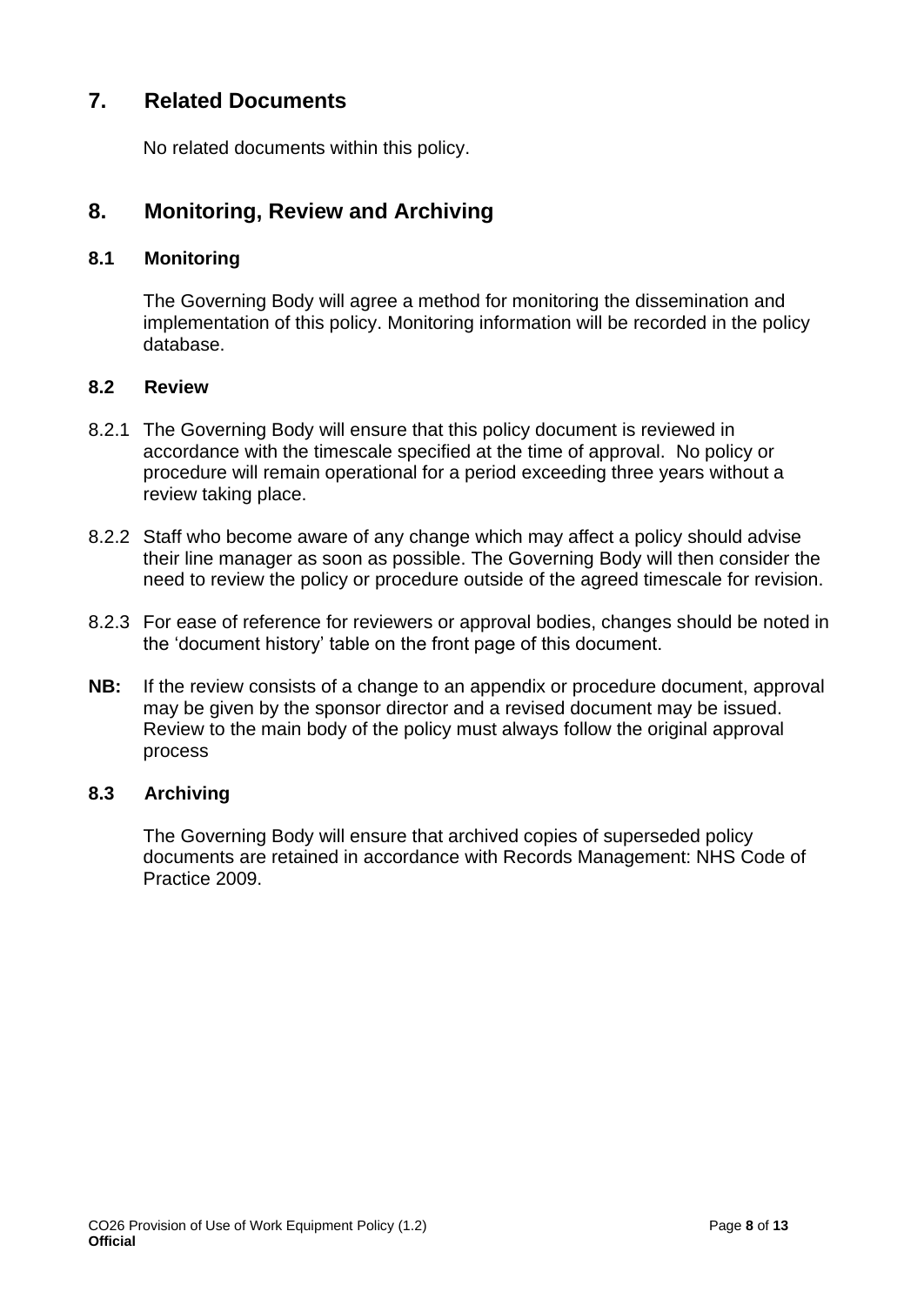## 7. Related Documents

No related documents within this policy.

## 8. Monitoring, Review and Archiving

### 8.1 Monitoring

The Governing Body will agree a method for monitoring the dissemination and implementation of this policy. Monitoring information will be recorded in the policy database.

### 8.2 Review

8.2.1 The Governing Body will ensure that this policy document is reviewed in accordance with the timescale specified at the time of approval. No policy or procedure will remain operational for a period exceeding three years without a review taking place.

8.2.2 Staff who become aware of any change which may affect a policy should advise their line manager as soon as possible. The Governing Body will then consider the need to review the policy or procedure outside of the agreed timescale for revision.

8.2.3 For ease of reference for reviewers or approval bodies, changes should be noted in the 'document history' table on the front page of this document.

**NB:** If the review consists of a change to an appendix or procedure document, approval may be given by the sponsor director and a revised document may be issued. Review to the main body of the policy must always follow the original approval process

### 8.3 Archiving

The Governing Body will ensure that archived copies of superseded policy documents are retained in accordance with Records Management: NHS Code of Practice 2009.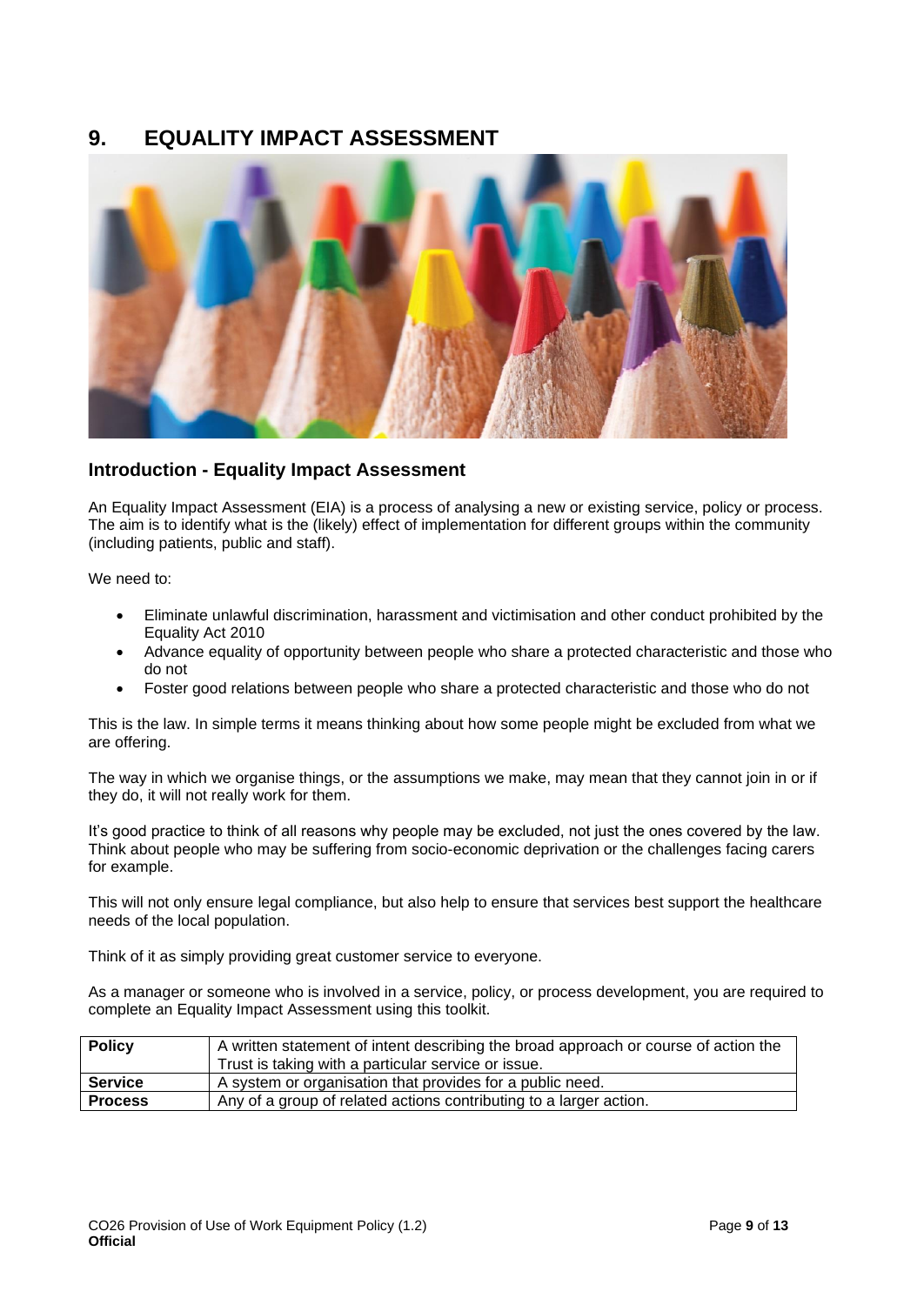# 9. EQUALITY IMPACT ASSESSMENT

## Introduction - Equality Impact Assessment

An Equality Impact Assessment (EIA) is a process of analysing a new or existing service, policy or process. The aim is to identify what is the (likely) effect of implementation for different groups within the community (including patients, public and staff).

We need to:

- Eliminate unlawful discrimination, harassment and victimisation and other conduct prohibited by the Equality Act 2010
- Advance equality of opportunity between people who share a protected characteristic and those who do not
- Foster good relations between people who share a protected characteristic and those who do not

This is the law. In simple terms it means thinking about how some people might be excluded from what we are offering.

The way in which we organise things, or the assumptions we make, may mean that they cannot join in or if they do, it will not really work for them.

It's good practice to think of all reasons why people may be excluded, not just the ones covered by the law. Think about people who may be suffering from socio-economic deprivation or the challenges facing carers for example.

This will not only ensure legal compliance, but also help to ensure that services best support the healthcare needs of the local population.

Think of it as simply providing great customer service to everyone.

As a manager or someone who is involved in a service, policy, or process development, you are required to complete an Equality Impact Assessment using this toolkit.

| | |
|---|---|
| **Policy** | A written statement of intent describing the broad approach or course of action the Trust is taking with a particular service or issue. |
| **Service** | A system or organisation that provides for a public need. |
| **Process** | Any of a group of related actions contributing to a larger action. |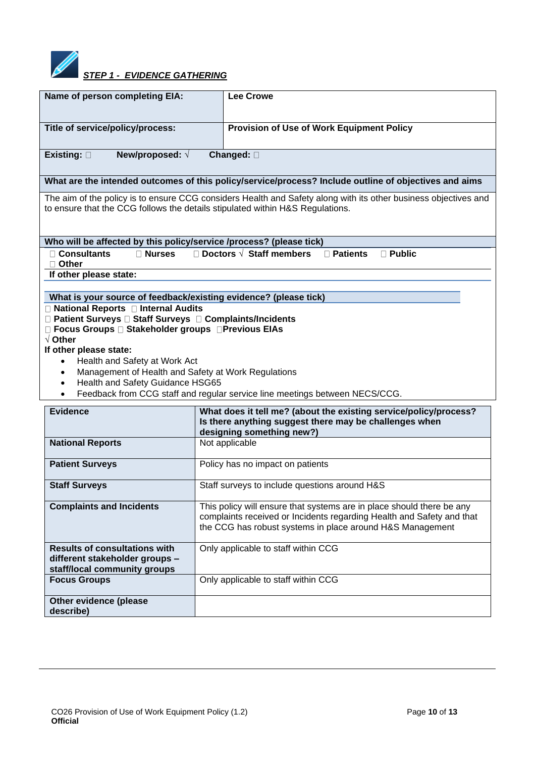## *STEP 1 - EVIDENCE GATHERING*

| Name of person completing EIA: | Lee Crowe |
|---|---|
| **Title of service/policy/process:** | **Provision of Use of Work Equipment Policy** |

**Existing:** ☐ **New/proposed:** √ **Changed:** ☐

**What are the intended outcomes of this policy/service/process? Include outline of objectives and aims**

The aim of the policy is to ensure CCG considers Health and Safety along with its other business objectives and to ensure that the CCG follows the details stipulated within H&S Regulations.

**Who will be affected by this policy/service /process? (please tick)**

☐ **Consultants** ☐ **Nurses** ☐ **Doctors** √ **Staff members** ☐ **Patients** ☐ **Public**
☐ **Other**

**If other please state:**

**What is your source of feedback/existing evidence? (please tick)**

☐ **National Reports** ☐ **Internal Audits**
☐ **Patient Surveys** ☐ **Staff Surveys** ☐ **Complaints/Incidents**
☐ **Focus Groups** ☐ **Stakeholder groups** ☐ **Previous EIAs**
√ **Other**

**If other please state:**

- Health and Safety at Work Act
- Management of Health and Safety at Work Regulations
- Health and Safety Guidance HSG65
- Feedback from CCG staff and regular service line meetings between NECS/CCG.

| Evidence | What does it tell me? (about the existing service/policy/process? Is there anything suggest there may be challenges when designing something new?) |
|---|---|
| **National Reports** | Not applicable |
| **Patient Surveys** | Policy has no impact on patients |
| **Staff Surveys** | Staff surveys to include questions around H&S |
| **Complaints and Incidents** | This policy will ensure that systems are in place should there be any complaints received or Incidents regarding Health and Safety and that the CCG has robust systems in place around H&S Management |
| **Results of consultations with different stakeholder groups – staff/local community groups** | Only applicable to staff within CCG |
| **Focus Groups** | Only applicable to staff within CCG |
| **Other evidence (please describe)** | |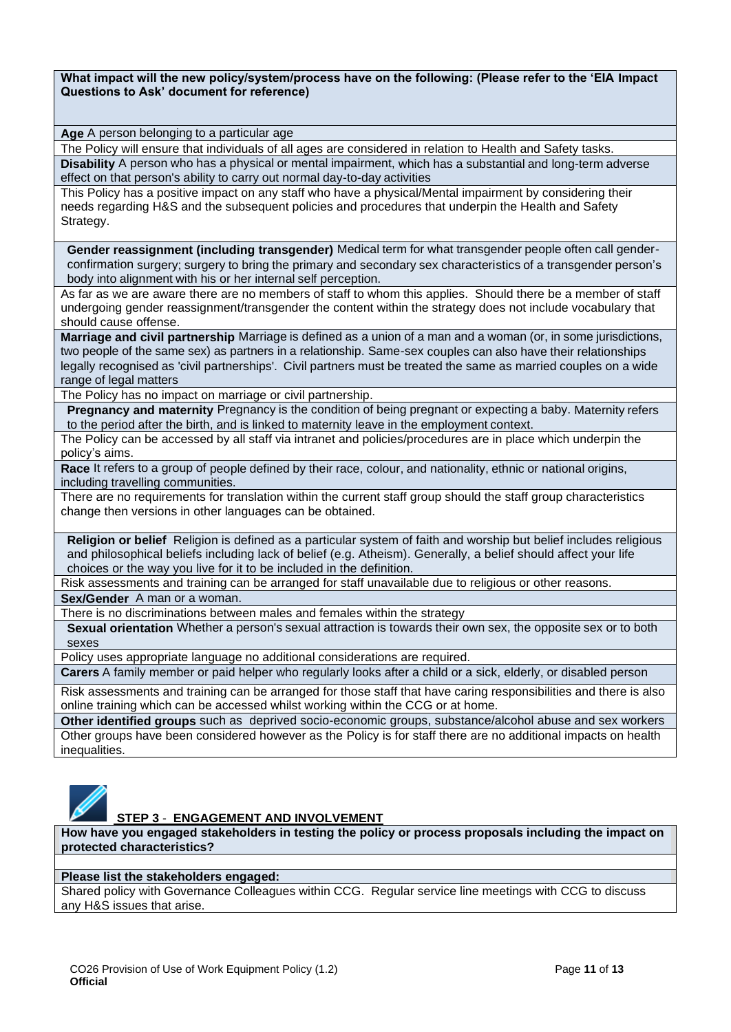| **What impact will the new policy/system/process have on the following: (Please refer to the 'EIA Impact Questions to Ask' document for reference)** |
|---|
| **Age** A person belonging to a particular age |
| The Policy will ensure that individuals of all ages are considered in relation to Health and Safety tasks. |
| **Disability** A person who has a physical or mental impairment, which has a substantial and long-term adverse effect on that person's ability to carry out normal day-to-day activities |
| This Policy has a positive impact on any staff who have a physical/Mental impairment by considering their needs regarding H&S and the subsequent policies and procedures that underpin the Health and Safety Strategy. |
| **Gender reassignment (including transgender)** Medical term for what transgender people often call gender-confirmation surgery; surgery to bring the primary and secondary sex characteristics of a transgender person's body into alignment with his or her internal self perception. |
| As far as we are aware there are no members of staff to whom this applies. Should there be a member of staff undergoing gender reassignment/transgender the content within the strategy does not include vocabulary that should cause offense. |
| **Marriage and civil partnership** Marriage is defined as a union of a man and a woman (or, in some jurisdictions, two people of the same sex) as partners in a relationship. Same-sex couples can also have their relationships legally recognised as 'civil partnerships'. Civil partners must be treated the same as married couples on a wide range of legal matters |
| The Policy has no impact on marriage or civil partnership. |
| **Pregnancy and maternity** Pregnancy is the condition of being pregnant or expecting a baby. Maternity refers to the period after the birth, and is linked to maternity leave in the employment context. |
| The Policy can be accessed by all staff via intranet and policies/procedures are in place which underpin the policy's aims. |
| **Race** It refers to a group of people defined by their race, colour, and nationality, ethnic or national origins, including travelling communities. |
| There are no requirements for translation within the current staff group should the staff group characteristics change then versions in other languages can be obtained. |
| **Religion or belief** Religion is defined as a particular system of faith and worship but belief includes religious and philosophical beliefs including lack of belief (e.g. Atheism). Generally, a belief should affect your life choices or the way you live for it to be included in the definition. |
| Risk assessments and training can be arranged for staff unavailable due to religious or other reasons. |
| **Sex/Gender** A man or a woman. |
| There is no discriminations between males and females within the strategy |
| **Sexual orientation** Whether a person's sexual attraction is towards their own sex, the opposite sex or to both sexes |
| Policy uses appropriate language no additional considerations are required. |
| **Carers** A family member or paid helper who regularly looks after a child or a sick, elderly, or disabled person |
| Risk assessments and training can be arranged for those staff that have caring responsibilities and there is also online training which can be accessed whilst working within the CCG or at home. |
| **Other identified groups** such as deprived socio-economic groups, substance/alcohol abuse and sex workers |
| Other groups have been considered however as the Policy is for staff there are no additional impacts on health inequalities. |

## STEP 3 - ENGAGEMENT AND INVOLVEMENT

| **How have you engaged stakeholders in testing the policy or process proposals including the impact on protected characteristics?** |
|---|
| |
| **Please list the stakeholders engaged:** |
| Shared policy with Governance Colleagues within CCG. Regular service line meetings with CCG to discuss any H&S issues that arise. |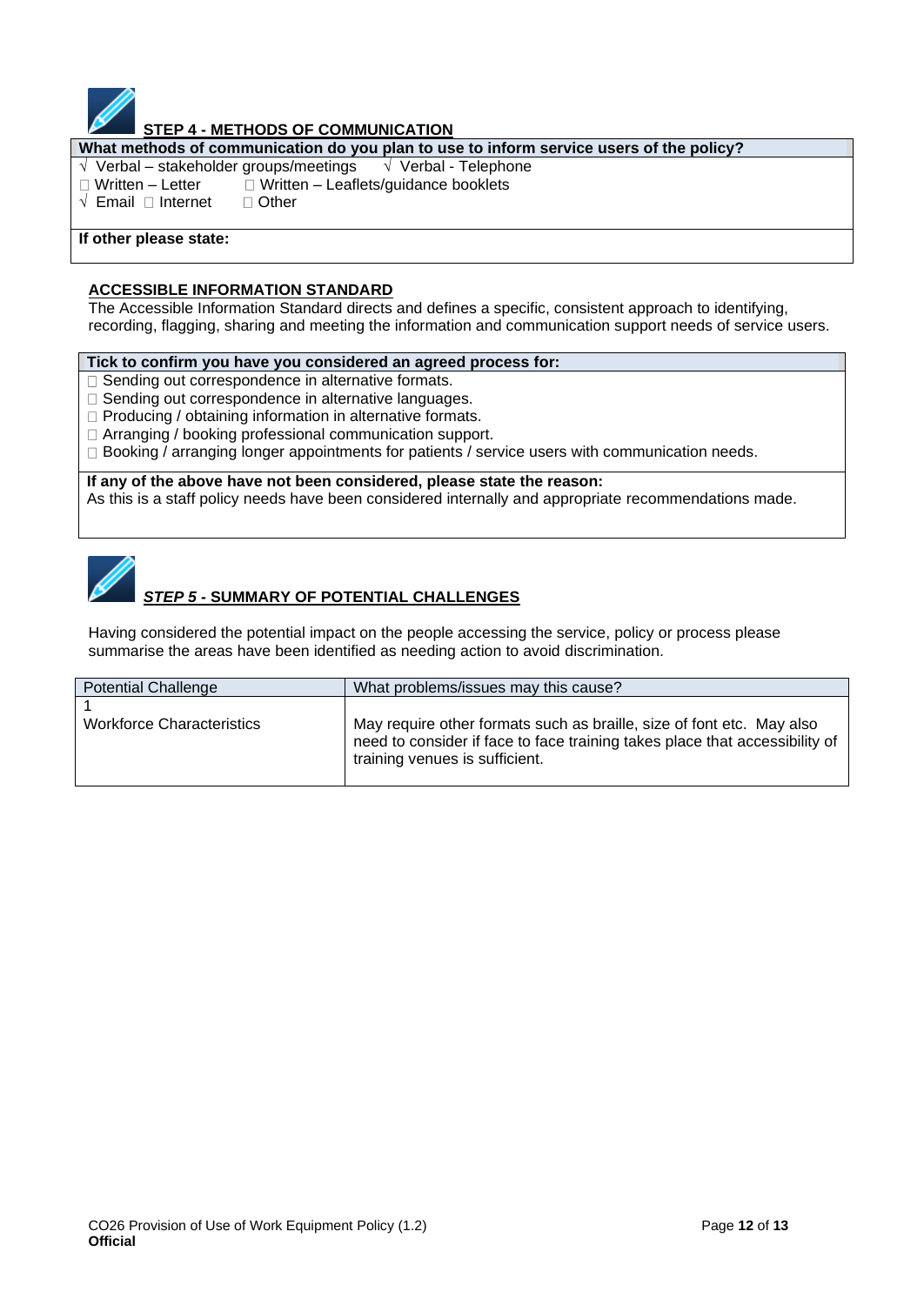## STEP 4 - METHODS OF COMMUNICATION

| What methods of communication do you plan to use to inform service users of the policy? |
|---|
| √ Verbal – stakeholder groups/meetings  √ Verbal - Telephone<br>☐ Written – Letter  ☐ Written – Leaflets/guidance booklets<br>√ Email ☐ Internet  ☐ Other |
| **If other please state:** |

### ACCESSIBLE INFORMATION STANDARD

The Accessible Information Standard directs and defines a specific, consistent approach to identifying, recording, flagging, sharing and meeting the information and communication support needs of service users.

| Tick to confirm you have you considered an agreed process for: |
|---|
| ☐ Sending out correspondence in alternative formats.<br>☐ Sending out correspondence in alternative languages.<br>☐ Producing / obtaining information in alternative formats.<br>☐ Arranging / booking professional communication support.<br>☐ Booking / arranging longer appointments for patients / service users with communication needs. |
| **If any of the above have not been considered, please state the reason:**<br>As this is a staff policy needs have been considered internally and appropriate recommendations made. |

## *STEP 5* - SUMMARY OF POTENTIAL CHALLENGES

Having considered the potential impact on the people accessing the service, policy or process please summarise the areas have been identified as needing action to avoid discrimination.

| Potential Challenge | What problems/issues may this cause? |
|---|---|
| 1<br>Workforce Characteristics | May require other formats such as braille, size of font etc. May also need to consider if face to face training takes place that accessibility of training venues is sufficient. |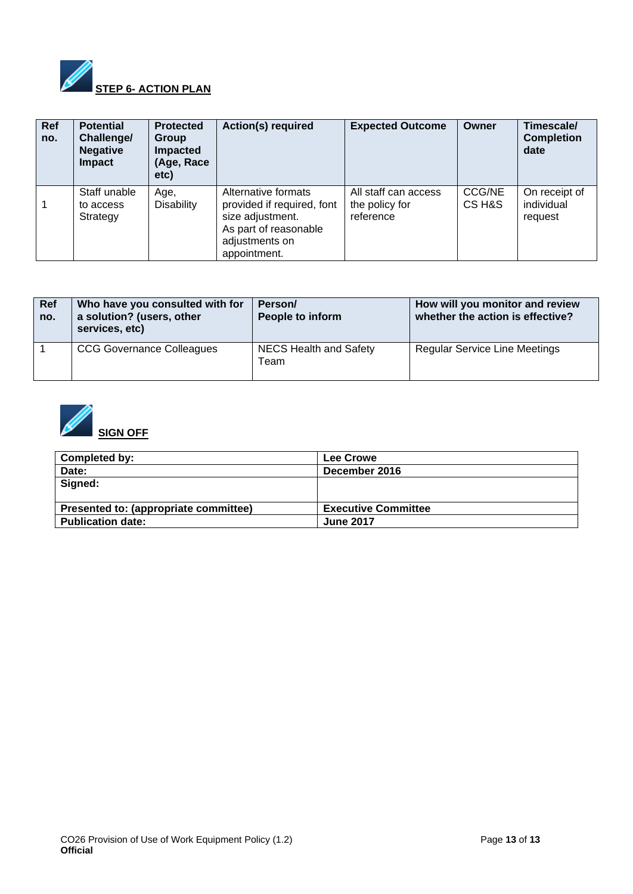## STEP 6- ACTION PLAN

| Ref no. | Potential Challenge/ Negative Impact | Protected Group Impacted (Age, Race etc) | Action(s) required | Expected Outcome | Owner | Timescale/ Completion date |
|---|---|---|---|---|---|---|
| 1 | Staff unable to access Strategy | Age, Disability | Alternative formats provided if required, font size adjustment. As part of reasonable adjustments on appointment. | All staff can access the policy for reference | CCG/NE CS H&S | On receipt of individual request |

| Ref no. | Who have you consulted with for a solution? (users, other services, etc) | Person/ People to inform | How will you monitor and review whether the action is effective? |
|---|---|---|---|
| 1 | CCG Governance Colleagues | NECS Health and Safety Team | Regular Service Line Meetings |

## SIGN OFF

| | |
|---|---|
| **Completed by:** | **Lee Crowe** |
| **Date:** | **December 2016** |
| **Signed:** | |
| **Presented to: (appropriate committee)** | **Executive Committee** |
| **Publication date:** | **June 2017** |